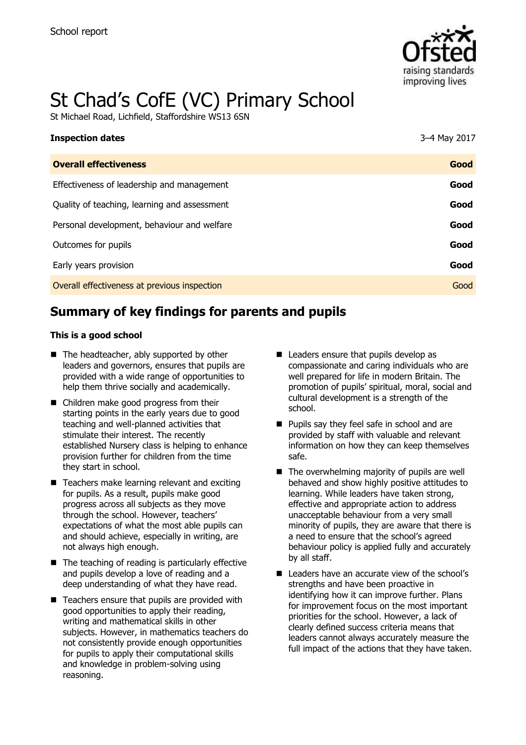School report

# St Chad's CofE (VC) Primary School

St Michael Road, Lichfield, Staffordshire WS13 6SN

| **Inspection dates** | 3–4 May 2017 |
| --- | --- |
| **Overall effectiveness** | **Good** |
| Effectiveness of leadership and management | **Good** |
| Quality of teaching, learning and assessment | **Good** |
| Personal development, behaviour and welfare | **Good** |
| Outcomes for pupils | **Good** |
| Early years provision | **Good** |
| Overall effectiveness at previous inspection | Good |

## Summary of key findings for parents and pupils

**This is a good school**

- The headteacher, ably supported by other leaders and governors, ensures that pupils are provided with a wide range of opportunities to help them thrive socially and academically.
- Children make good progress from their starting points in the early years due to good teaching and well-planned activities that stimulate their interest. The recently established Nursery class is helping to enhance provision further for children from the time they start in school.
- Teachers make learning relevant and exciting for pupils. As a result, pupils make good progress across all subjects as they move through the school. However, teachers' expectations of what the most able pupils can and should achieve, especially in writing, are not always high enough.
- The teaching of reading is particularly effective and pupils develop a love of reading and a deep understanding of what they have read.
- Teachers ensure that pupils are provided with good opportunities to apply their reading, writing and mathematical skills in other subjects. However, in mathematics teachers do not consistently provide enough opportunities for pupils to apply their computational skills and knowledge in problem-solving using reasoning.
- Leaders ensure that pupils develop as compassionate and caring individuals who are well prepared for life in modern Britain. The promotion of pupils' spiritual, moral, social and cultural development is a strength of the school.
- Pupils say they feel safe in school and are provided by staff with valuable and relevant information on how they can keep themselves safe.
- The overwhelming majority of pupils are well behaved and show highly positive attitudes to learning. While leaders have taken strong, effective and appropriate action to address unacceptable behaviour from a very small minority of pupils, they are aware that there is a need to ensure that the school's agreed behaviour policy is applied fully and accurately by all staff.
- Leaders have an accurate view of the school's strengths and have been proactive in identifying how it can improve further. Plans for improvement focus on the most important priorities for the school. However, a lack of clearly defined success criteria means that leaders cannot always accurately measure the full impact of the actions that they have taken.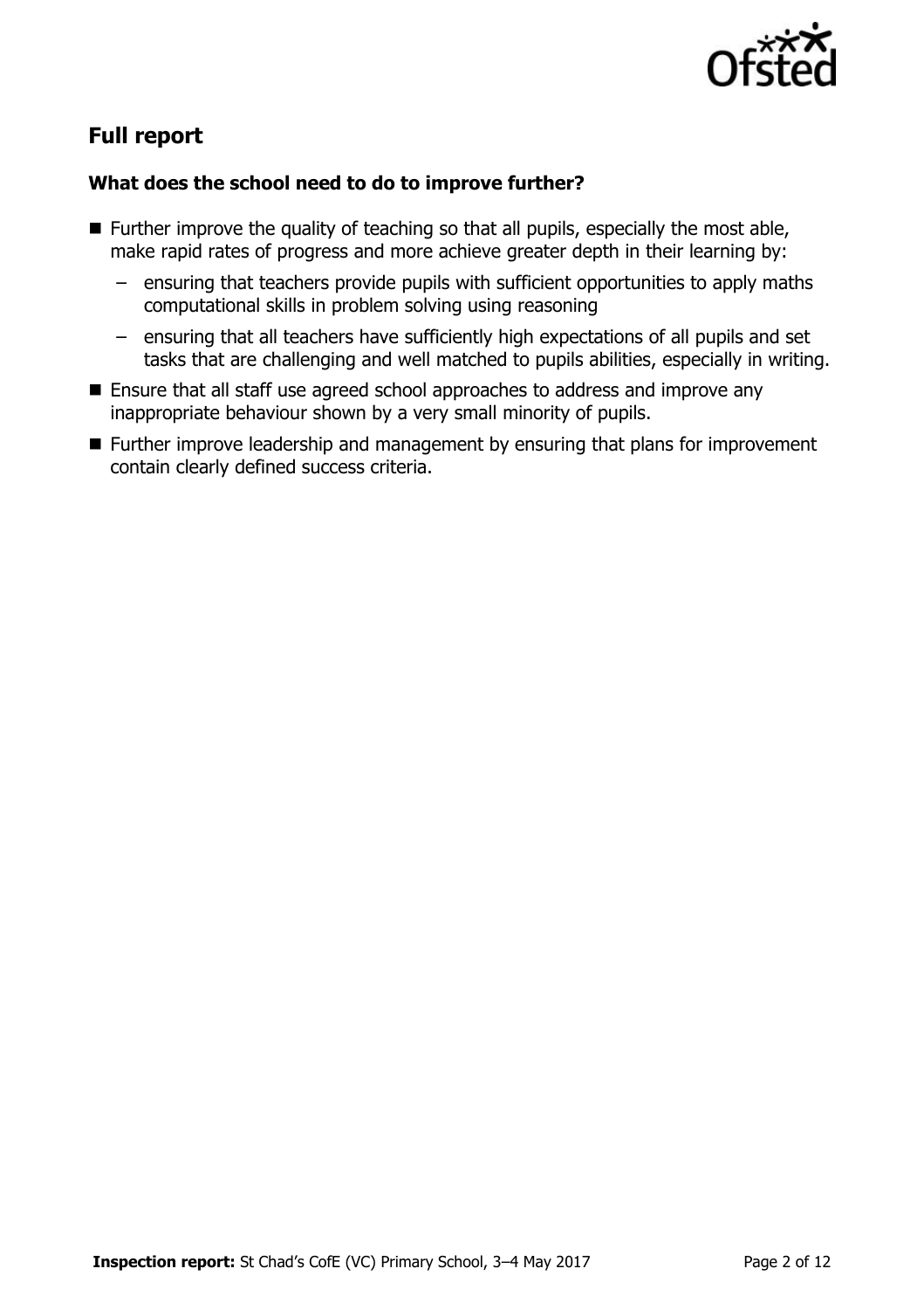## Full report

### What does the school need to do to improve further?

- Further improve the quality of teaching so that all pupils, especially the most able, make rapid rates of progress and more achieve greater depth in their learning by:
  - ensuring that teachers provide pupils with sufficient opportunities to apply maths computational skills in problem solving using reasoning
  - ensuring that all teachers have sufficiently high expectations of all pupils and set tasks that are challenging and well matched to pupils abilities, especially in writing.
- Ensure that all staff use agreed school approaches to address and improve any inappropriate behaviour shown by a very small minority of pupils.
- Further improve leadership and management by ensuring that plans for improvement contain clearly defined success criteria.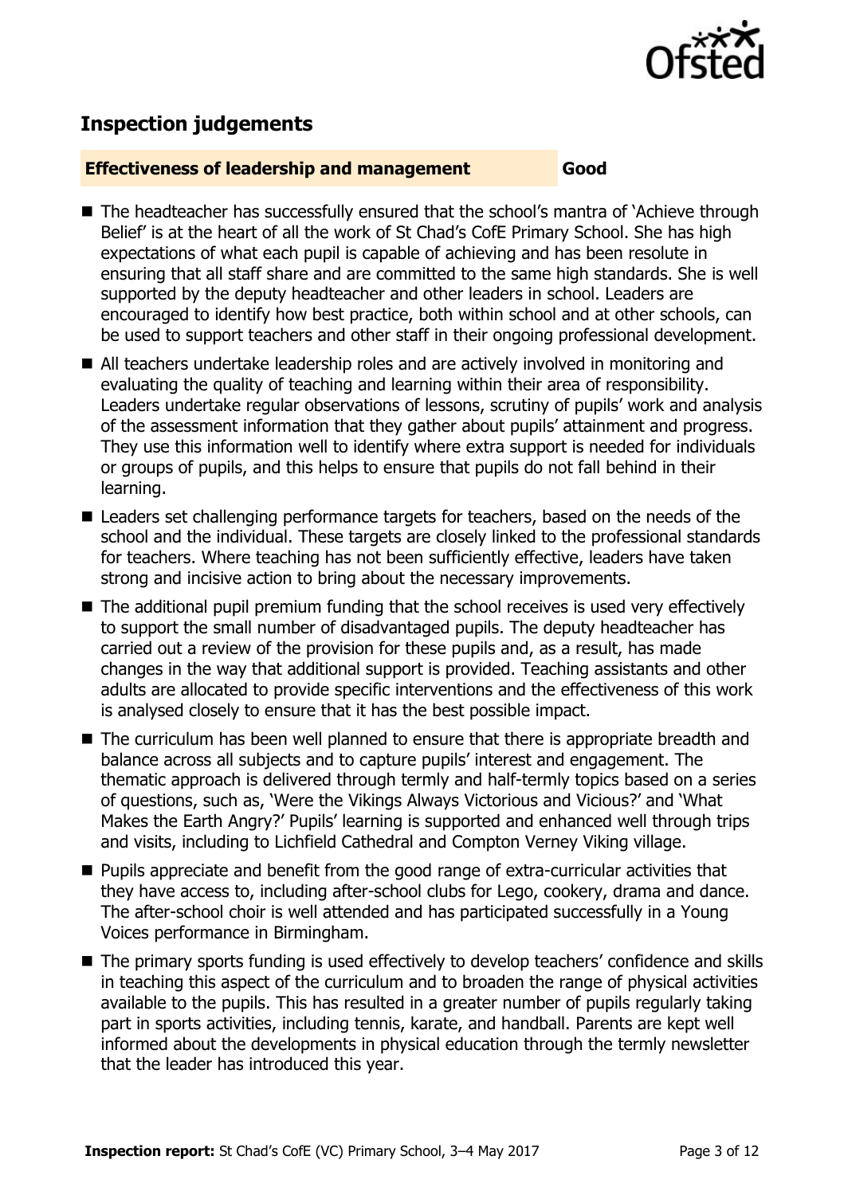## Inspection judgements

**Effectiveness of leadership and management** **Good**

- The headteacher has successfully ensured that the school's mantra of 'Achieve through Belief' is at the heart of all the work of St Chad's CofE Primary School. She has high expectations of what each pupil is capable of achieving and has been resolute in ensuring that all staff share and are committed to the same high standards. She is well supported by the deputy headteacher and other leaders in school. Leaders are encouraged to identify how best practice, both within school and at other schools, can be used to support teachers and other staff in their ongoing professional development.
- All teachers undertake leadership roles and are actively involved in monitoring and evaluating the quality of teaching and learning within their area of responsibility. Leaders undertake regular observations of lessons, scrutiny of pupils' work and analysis of the assessment information that they gather about pupils' attainment and progress. They use this information well to identify where extra support is needed for individuals or groups of pupils, and this helps to ensure that pupils do not fall behind in their learning.
- Leaders set challenging performance targets for teachers, based on the needs of the school and the individual. These targets are closely linked to the professional standards for teachers. Where teaching has not been sufficiently effective, leaders have taken strong and incisive action to bring about the necessary improvements.
- The additional pupil premium funding that the school receives is used very effectively to support the small number of disadvantaged pupils. The deputy headteacher has carried out a review of the provision for these pupils and, as a result, has made changes in the way that additional support is provided. Teaching assistants and other adults are allocated to provide specific interventions and the effectiveness of this work is analysed closely to ensure that it has the best possible impact.
- The curriculum has been well planned to ensure that there is appropriate breadth and balance across all subjects and to capture pupils' interest and engagement. The thematic approach is delivered through termly and half-termly topics based on a series of questions, such as, 'Were the Vikings Always Victorious and Vicious?' and 'What Makes the Earth Angry?' Pupils' learning is supported and enhanced well through trips and visits, including to Lichfield Cathedral and Compton Verney Viking village.
- Pupils appreciate and benefit from the good range of extra-curricular activities that they have access to, including after-school clubs for Lego, cookery, drama and dance. The after-school choir is well attended and has participated successfully in a Young Voices performance in Birmingham.
- The primary sports funding is used effectively to develop teachers' confidence and skills in teaching this aspect of the curriculum and to broaden the range of physical activities available to the pupils. This has resulted in a greater number of pupils regularly taking part in sports activities, including tennis, karate, and handball. Parents are kept well informed about the developments in physical education through the termly newsletter that the leader has introduced this year.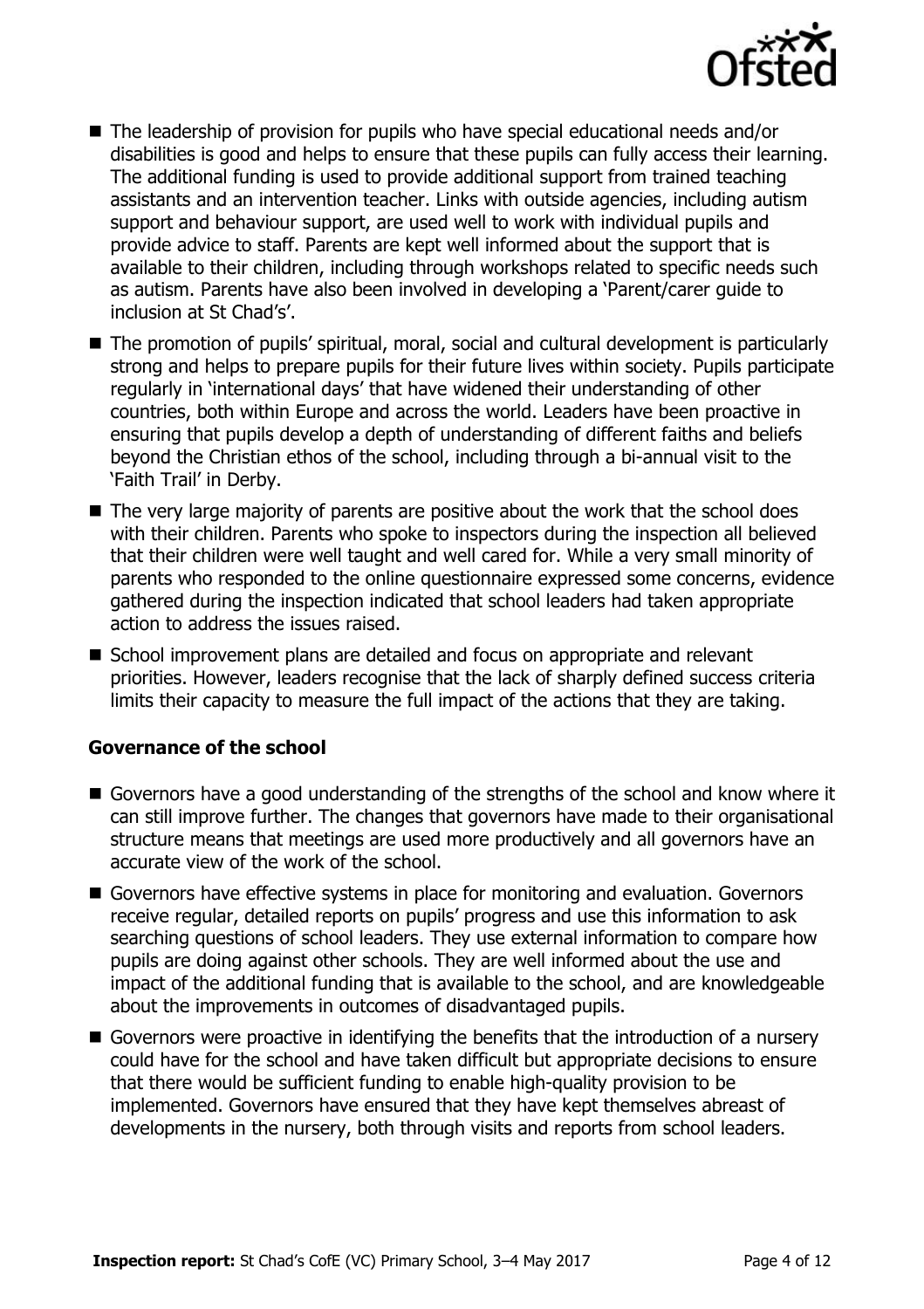- The leadership of provision for pupils who have special educational needs and/or disabilities is good and helps to ensure that these pupils can fully access their learning. The additional funding is used to provide additional support from trained teaching assistants and an intervention teacher. Links with outside agencies, including autism support and behaviour support, are used well to work with individual pupils and provide advice to staff. Parents are kept well informed about the support that is available to their children, including through workshops related to specific needs such as autism. Parents have also been involved in developing a 'Parent/carer guide to inclusion at St Chad's'.
- The promotion of pupils' spiritual, moral, social and cultural development is particularly strong and helps to prepare pupils for their future lives within society. Pupils participate regularly in 'international days' that have widened their understanding of other countries, both within Europe and across the world. Leaders have been proactive in ensuring that pupils develop a depth of understanding of different faiths and beliefs beyond the Christian ethos of the school, including through a bi-annual visit to the 'Faith Trail' in Derby.
- The very large majority of parents are positive about the work that the school does with their children. Parents who spoke to inspectors during the inspection all believed that their children were well taught and well cared for. While a very small minority of parents who responded to the online questionnaire expressed some concerns, evidence gathered during the inspection indicated that school leaders had taken appropriate action to address the issues raised.
- School improvement plans are detailed and focus on appropriate and relevant priorities. However, leaders recognise that the lack of sharply defined success criteria limits their capacity to measure the full impact of the actions that they are taking.

### Governance of the school

- Governors have a good understanding of the strengths of the school and know where it can still improve further. The changes that governors have made to their organisational structure means that meetings are used more productively and all governors have an accurate view of the work of the school.
- Governors have effective systems in place for monitoring and evaluation. Governors receive regular, detailed reports on pupils' progress and use this information to ask searching questions of school leaders. They use external information to compare how pupils are doing against other schools. They are well informed about the use and impact of the additional funding that is available to the school, and are knowledgeable about the improvements in outcomes of disadvantaged pupils.
- Governors were proactive in identifying the benefits that the introduction of a nursery could have for the school and have taken difficult but appropriate decisions to ensure that there would be sufficient funding to enable high-quality provision to be implemented. Governors have ensured that they have kept themselves abreast of developments in the nursery, both through visits and reports from school leaders.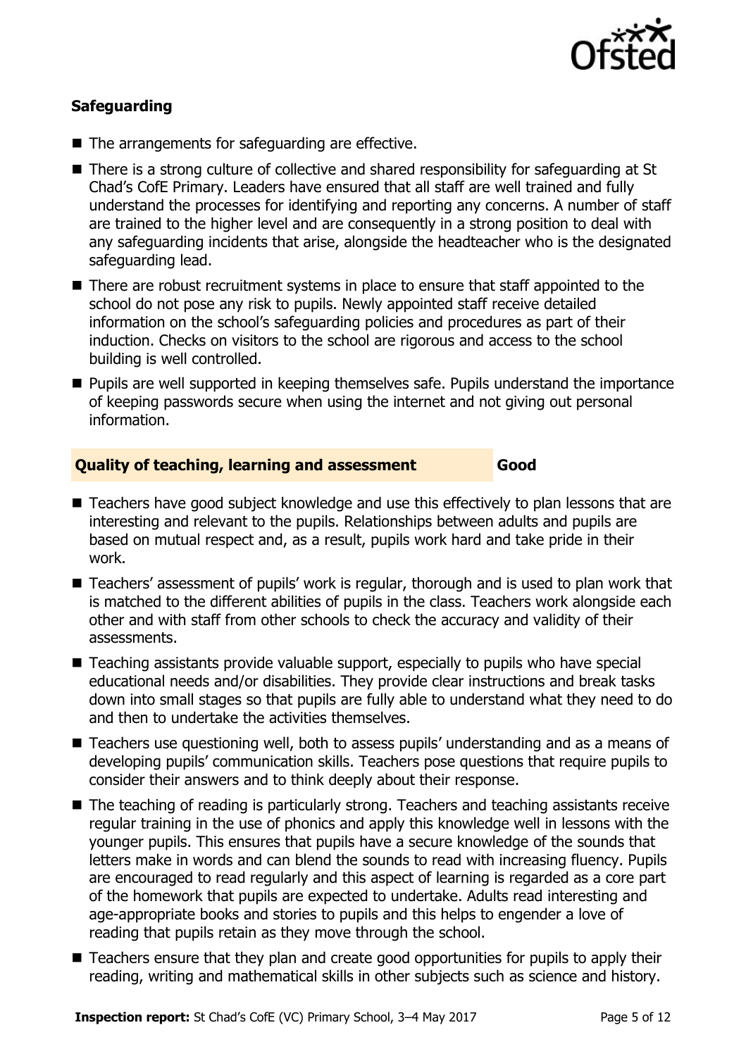### Safeguarding

- The arrangements for safeguarding are effective.
- There is a strong culture of collective and shared responsibility for safeguarding at St Chad's CofE Primary. Leaders have ensured that all staff are well trained and fully understand the processes for identifying and reporting any concerns. A number of staff are trained to the higher level and are consequently in a strong position to deal with any safeguarding incidents that arise, alongside the headteacher who is the designated safeguarding lead.
- There are robust recruitment systems in place to ensure that staff appointed to the school do not pose any risk to pupils. Newly appointed staff receive detailed information on the school's safeguarding policies and procedures as part of their induction. Checks on visitors to the school are rigorous and access to the school building is well controlled.
- Pupils are well supported in keeping themselves safe. Pupils understand the importance of keeping passwords secure when using the internet and not giving out personal information.

### Quality of teaching, learning and assessment — Good

- Teachers have good subject knowledge and use this effectively to plan lessons that are interesting and relevant to the pupils. Relationships between adults and pupils are based on mutual respect and, as a result, pupils work hard and take pride in their work.
- Teachers' assessment of pupils' work is regular, thorough and is used to plan work that is matched to the different abilities of pupils in the class. Teachers work alongside each other and with staff from other schools to check the accuracy and validity of their assessments.
- Teaching assistants provide valuable support, especially to pupils who have special educational needs and/or disabilities. They provide clear instructions and break tasks down into small stages so that pupils are fully able to understand what they need to do and then to undertake the activities themselves.
- Teachers use questioning well, both to assess pupils' understanding and as a means of developing pupils' communication skills. Teachers pose questions that require pupils to consider their answers and to think deeply about their response.
- The teaching of reading is particularly strong. Teachers and teaching assistants receive regular training in the use of phonics and apply this knowledge well in lessons with the younger pupils. This ensures that pupils have a secure knowledge of the sounds that letters make in words and can blend the sounds to read with increasing fluency. Pupils are encouraged to read regularly and this aspect of learning is regarded as a core part of the homework that pupils are expected to undertake. Adults read interesting and age-appropriate books and stories to pupils and this helps to engender a love of reading that pupils retain as they move through the school.
- Teachers ensure that they plan and create good opportunities for pupils to apply their reading, writing and mathematical skills in other subjects such as science and history.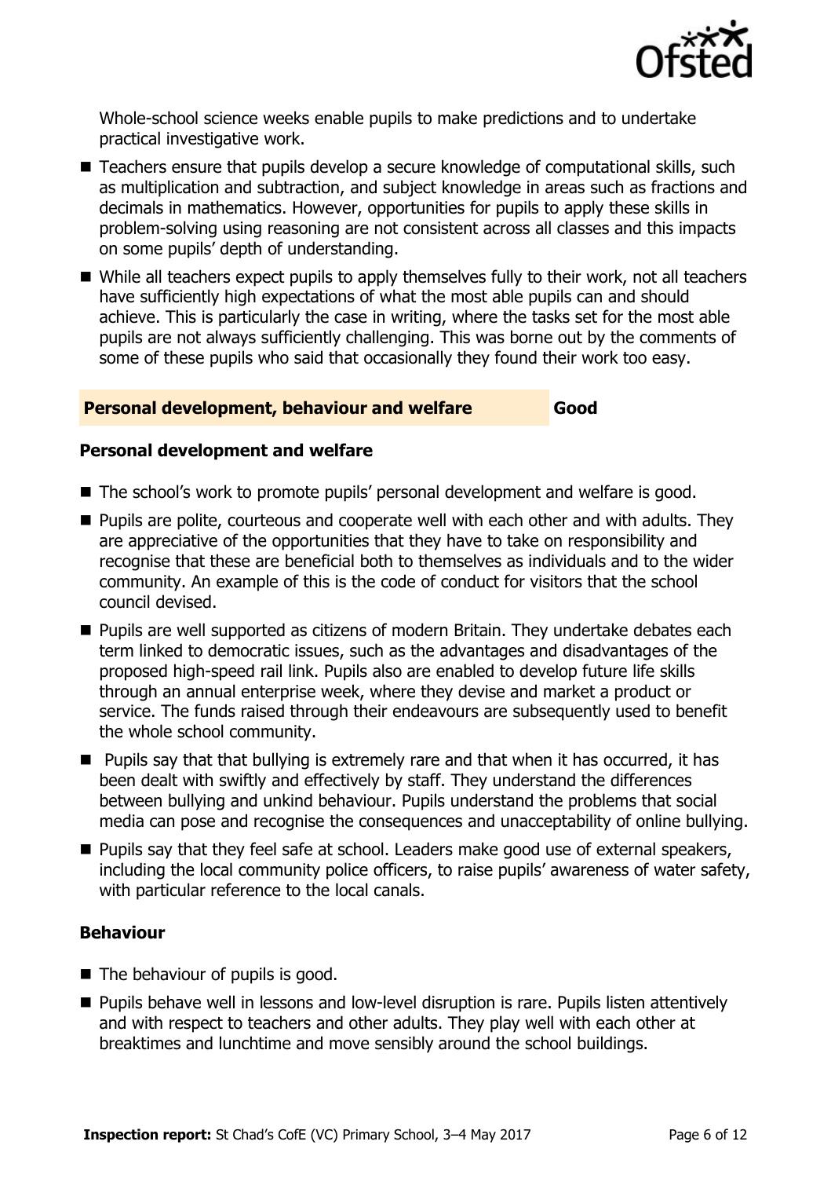Whole-school science weeks enable pupils to make predictions and to undertake practical investigative work.

- Teachers ensure that pupils develop a secure knowledge of computational skills, such as multiplication and subtraction, and subject knowledge in areas such as fractions and decimals in mathematics. However, opportunities for pupils to apply these skills in problem-solving using reasoning are not consistent across all classes and this impacts on some pupils' depth of understanding.
- While all teachers expect pupils to apply themselves fully to their work, not all teachers have sufficiently high expectations of what the most able pupils can and should achieve. This is particularly the case in writing, where the tasks set for the most able pupils are not always sufficiently challenging. This was borne out by the comments of some of these pupils who said that occasionally they found their work too easy.

## Personal development, behaviour and welfare — Good

### Personal development and welfare

- The school's work to promote pupils' personal development and welfare is good.
- Pupils are polite, courteous and cooperate well with each other and with adults. They are appreciative of the opportunities that they have to take on responsibility and recognise that these are beneficial both to themselves as individuals and to the wider community. An example of this is the code of conduct for visitors that the school council devised.
- Pupils are well supported as citizens of modern Britain. They undertake debates each term linked to democratic issues, such as the advantages and disadvantages of the proposed high-speed rail link. Pupils also are enabled to develop future life skills through an annual enterprise week, where they devise and market a product or service. The funds raised through their endeavours are subsequently used to benefit the whole school community.
- Pupils say that that bullying is extremely rare and that when it has occurred, it has been dealt with swiftly and effectively by staff. They understand the differences between bullying and unkind behaviour. Pupils understand the problems that social media can pose and recognise the consequences and unacceptability of online bullying.
- Pupils say that they feel safe at school. Leaders make good use of external speakers, including the local community police officers, to raise pupils' awareness of water safety, with particular reference to the local canals.

### Behaviour

- The behaviour of pupils is good.
- Pupils behave well in lessons and low-level disruption is rare. Pupils listen attentively and with respect to teachers and other adults. They play well with each other at breaktimes and lunchtime and move sensibly around the school buildings.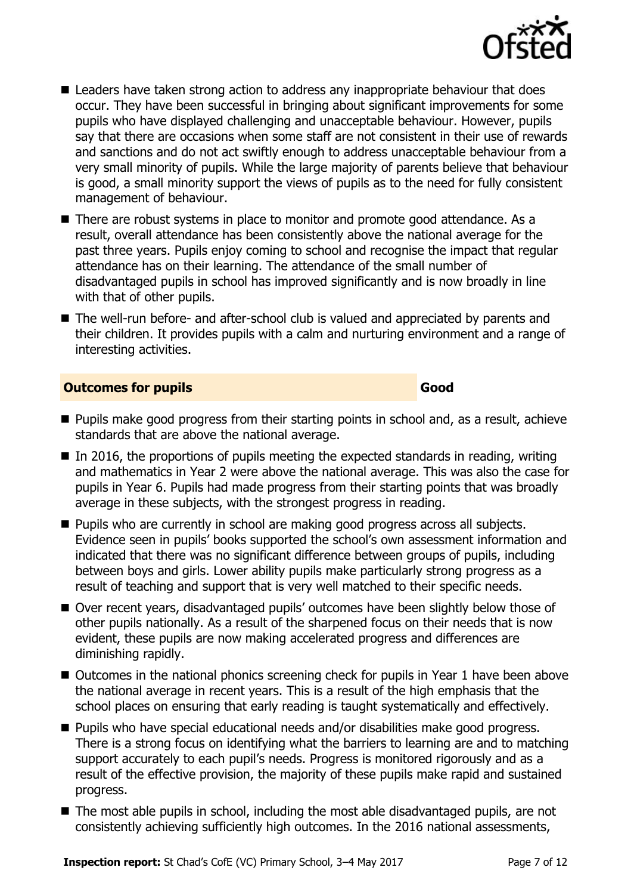- Leaders have taken strong action to address any inappropriate behaviour that does occur. They have been successful in bringing about significant improvements for some pupils who have displayed challenging and unacceptable behaviour. However, pupils say that there are occasions when some staff are not consistent in their use of rewards and sanctions and do not act swiftly enough to address unacceptable behaviour from a very small minority of pupils. While the large majority of parents believe that behaviour is good, a small minority support the views of pupils as to the need for fully consistent management of behaviour.
- There are robust systems in place to monitor and promote good attendance. As a result, overall attendance has been consistently above the national average for the past three years. Pupils enjoy coming to school and recognise the impact that regular attendance has on their learning. The attendance of the small number of disadvantaged pupils in school has improved significantly and is now broadly in line with that of other pupils.
- The well-run before- and after-school club is valued and appreciated by parents and their children. It provides pupils with a calm and nurturing environment and a range of interesting activities.

## Outcomes for pupils — Good

- Pupils make good progress from their starting points in school and, as a result, achieve standards that are above the national average.
- In 2016, the proportions of pupils meeting the expected standards in reading, writing and mathematics in Year 2 were above the national average. This was also the case for pupils in Year 6. Pupils had made progress from their starting points that was broadly average in these subjects, with the strongest progress in reading.
- Pupils who are currently in school are making good progress across all subjects. Evidence seen in pupils' books supported the school's own assessment information and indicated that there was no significant difference between groups of pupils, including between boys and girls. Lower ability pupils make particularly strong progress as a result of teaching and support that is very well matched to their specific needs.
- Over recent years, disadvantaged pupils' outcomes have been slightly below those of other pupils nationally. As a result of the sharpened focus on their needs that is now evident, these pupils are now making accelerated progress and differences are diminishing rapidly.
- Outcomes in the national phonics screening check for pupils in Year 1 have been above the national average in recent years. This is a result of the high emphasis that the school places on ensuring that early reading is taught systematically and effectively.
- Pupils who have special educational needs and/or disabilities make good progress. There is a strong focus on identifying what the barriers to learning are and to matching support accurately to each pupil's needs. Progress is monitored rigorously and as a result of the effective provision, the majority of these pupils make rapid and sustained progress.
- The most able pupils in school, including the most able disadvantaged pupils, are not consistently achieving sufficiently high outcomes. In the 2016 national assessments,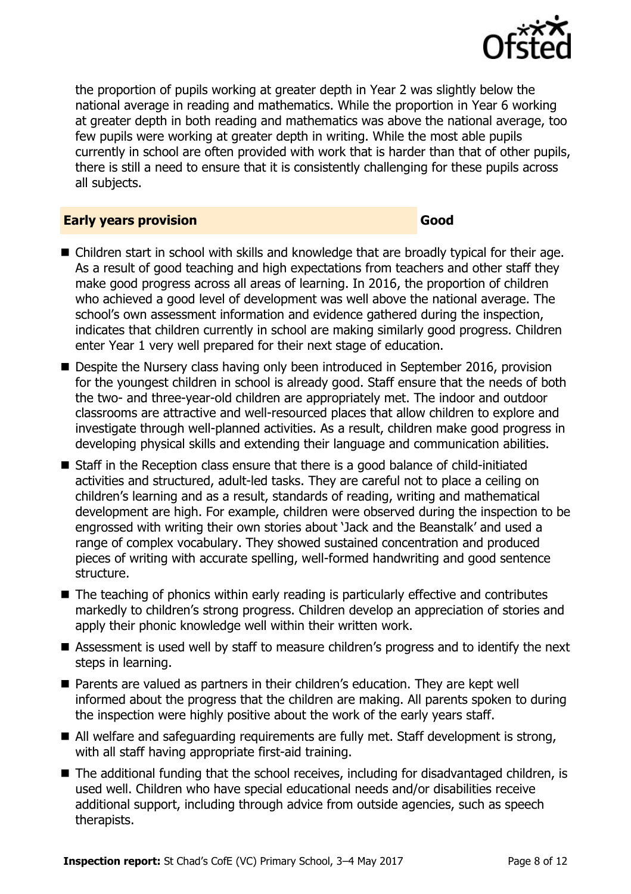the proportion of pupils working at greater depth in Year 2 was slightly below the national average in reading and mathematics. While the proportion in Year 6 working at greater depth in both reading and mathematics was above the national average, too few pupils were working at greater depth in writing. While the most able pupils currently in school are often provided with work that is harder than that of other pupils, there is still a need to ensure that it is consistently challenging for these pupils across all subjects.

## Early years provision — Good

- Children start in school with skills and knowledge that are broadly typical for their age. As a result of good teaching and high expectations from teachers and other staff they make good progress across all areas of learning. In 2016, the proportion of children who achieved a good level of development was well above the national average. The school's own assessment information and evidence gathered during the inspection, indicates that children currently in school are making similarly good progress. Children enter Year 1 very well prepared for their next stage of education.
- Despite the Nursery class having only been introduced in September 2016, provision for the youngest children in school is already good. Staff ensure that the needs of both the two- and three-year-old children are appropriately met. The indoor and outdoor classrooms are attractive and well-resourced places that allow children to explore and investigate through well-planned activities. As a result, children make good progress in developing physical skills and extending their language and communication abilities.
- Staff in the Reception class ensure that there is a good balance of child-initiated activities and structured, adult-led tasks. They are careful not to place a ceiling on children's learning and as a result, standards of reading, writing and mathematical development are high. For example, children were observed during the inspection to be engrossed with writing their own stories about 'Jack and the Beanstalk' and used a range of complex vocabulary. They showed sustained concentration and produced pieces of writing with accurate spelling, well-formed handwriting and good sentence structure.
- The teaching of phonics within early reading is particularly effective and contributes markedly to children's strong progress. Children develop an appreciation of stories and apply their phonic knowledge well within their written work.
- Assessment is used well by staff to measure children's progress and to identify the next steps in learning.
- Parents are valued as partners in their children's education. They are kept well informed about the progress that the children are making. All parents spoken to during the inspection were highly positive about the work of the early years staff.
- All welfare and safeguarding requirements are fully met. Staff development is strong, with all staff having appropriate first-aid training.
- The additional funding that the school receives, including for disadvantaged children, is used well. Children who have special educational needs and/or disabilities receive additional support, including through advice from outside agencies, such as speech therapists.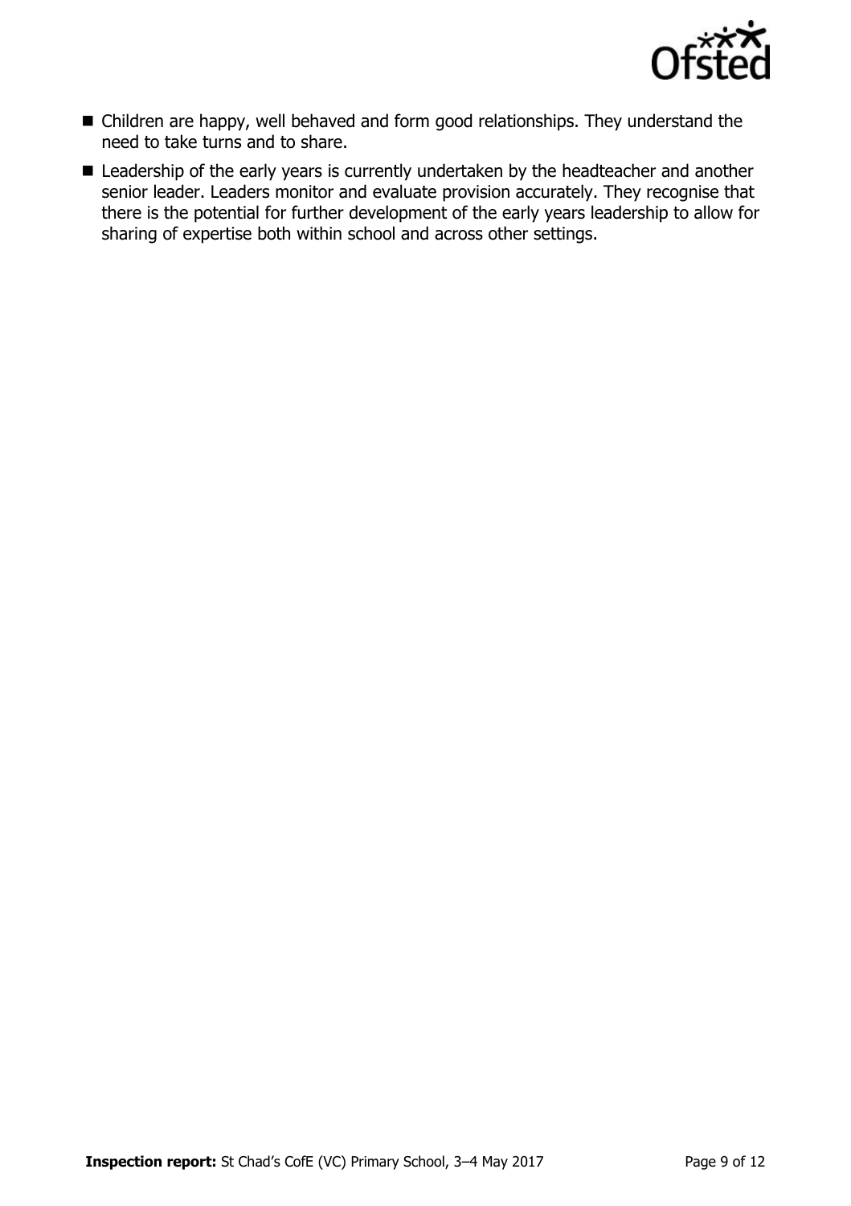- Children are happy, well behaved and form good relationships. They understand the need to take turns and to share.
- Leadership of the early years is currently undertaken by the headteacher and another senior leader. Leaders monitor and evaluate provision accurately. They recognise that there is the potential for further development of the early years leadership to allow for sharing of expertise both within school and across other settings.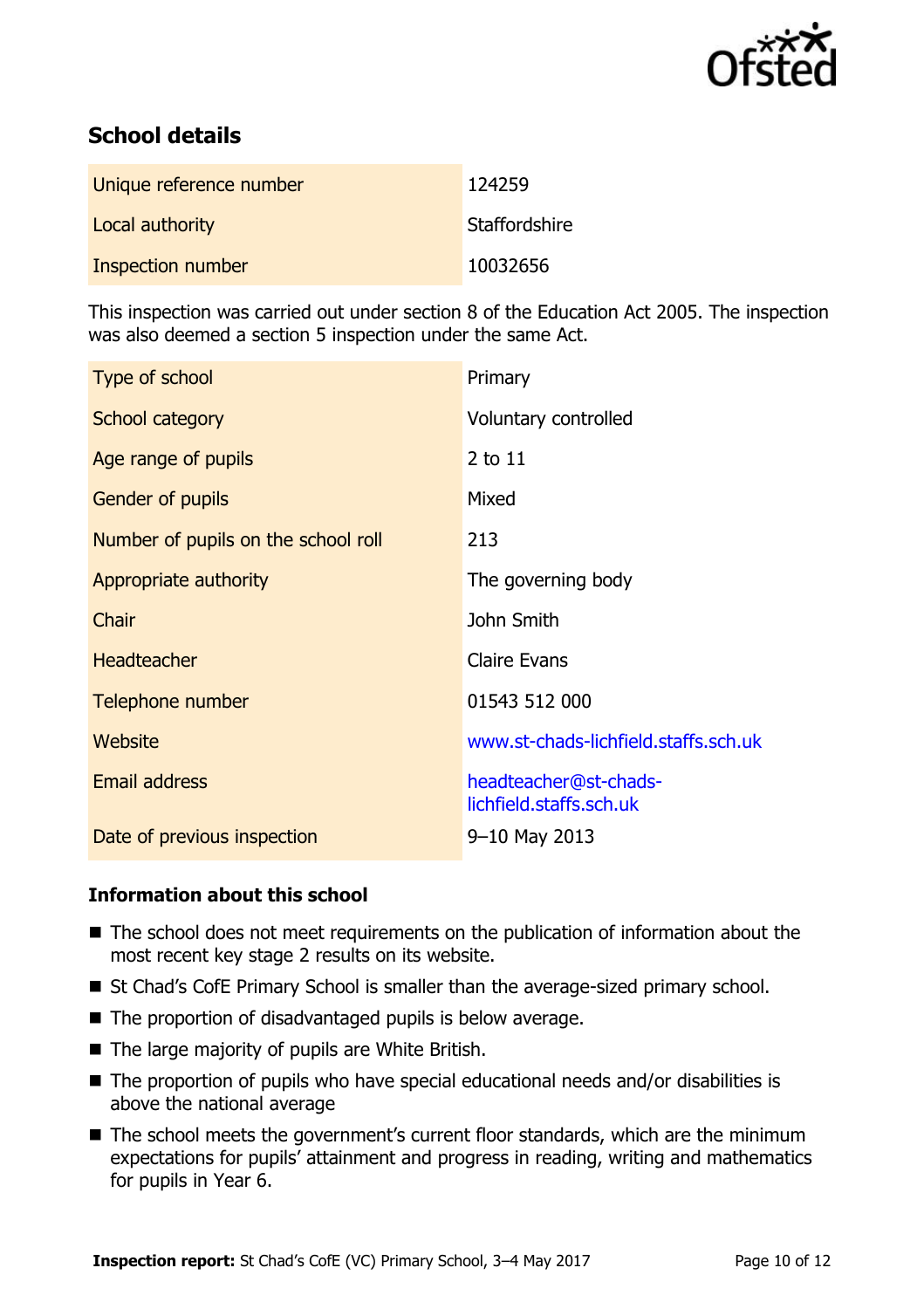## School details

| | |
|---|---|
| Unique reference number | 124259 |
| Local authority | Staffordshire |
| Inspection number | 10032656 |

This inspection was carried out under section 8 of the Education Act 2005. The inspection was also deemed a section 5 inspection under the same Act.

| | |
|---|---|
| Type of school | Primary |
| School category | Voluntary controlled |
| Age range of pupils | 2 to 11 |
| Gender of pupils | Mixed |
| Number of pupils on the school roll | 213 |
| Appropriate authority | The governing body |
| Chair | John Smith |
| Headteacher | Claire Evans |
| Telephone number | 01543 512 000 |
| Website | www.st-chads-lichfield.staffs.sch.uk |
| Email address | headteacher@st-chads-lichfield.staffs.sch.uk |
| Date of previous inspection | 9–10 May 2013 |

### Information about this school

- The school does not meet requirements on the publication of information about the most recent key stage 2 results on its website.
- St Chad's CofE Primary School is smaller than the average-sized primary school.
- The proportion of disadvantaged pupils is below average.
- The large majority of pupils are White British.
- The proportion of pupils who have special educational needs and/or disabilities is above the national average
- The school meets the government's current floor standards, which are the minimum expectations for pupils' attainment and progress in reading, writing and mathematics for pupils in Year 6.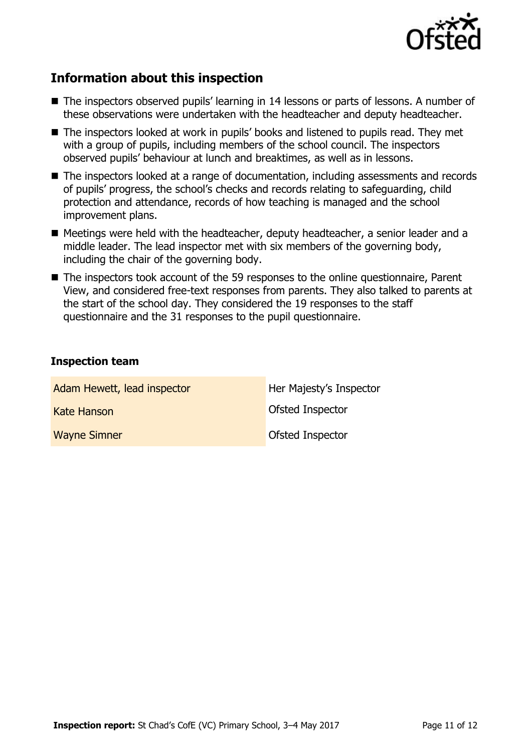## Information about this inspection

- The inspectors observed pupils' learning in 14 lessons or parts of lessons. A number of these observations were undertaken with the headteacher and deputy headteacher.
- The inspectors looked at work in pupils' books and listened to pupils read. They met with a group of pupils, including members of the school council. The inspectors observed pupils' behaviour at lunch and breaktimes, as well as in lessons.
- The inspectors looked at a range of documentation, including assessments and records of pupils' progress, the school's checks and records relating to safeguarding, child protection and attendance, records of how teaching is managed and the school improvement plans.
- Meetings were held with the headteacher, deputy headteacher, a senior leader and a middle leader. The lead inspector met with six members of the governing body, including the chair of the governing body.
- The inspectors took account of the 59 responses to the online questionnaire, Parent View, and considered free-text responses from parents. They also talked to parents at the start of the school day. They considered the 19 responses to the staff questionnaire and the 31 responses to the pupil questionnaire.

### Inspection team

| | |
|---|---|
| Adam Hewett, lead inspector | Her Majesty's Inspector |
| Kate Hanson | Ofsted Inspector |
| Wayne Simner | Ofsted Inspector |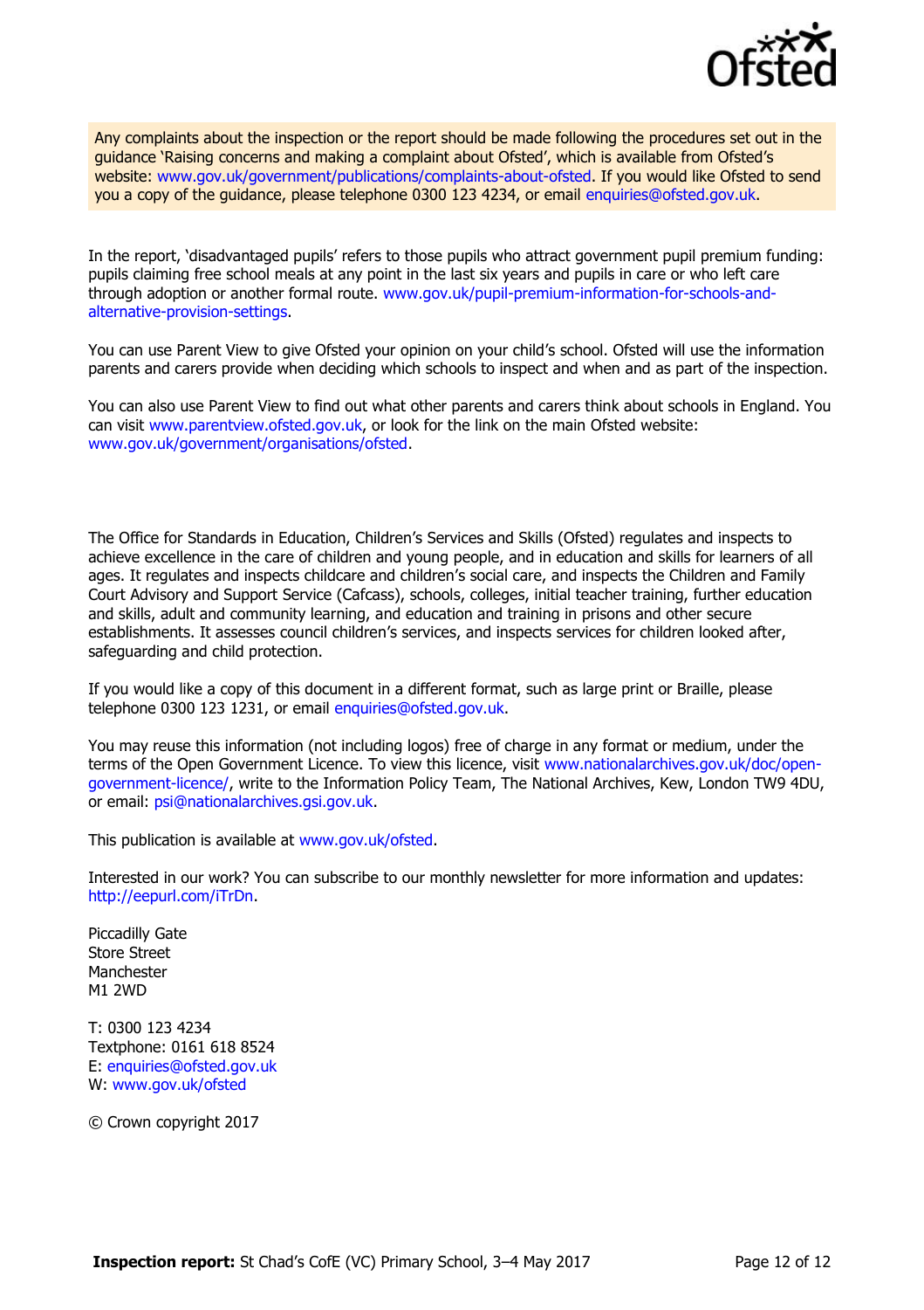Any complaints about the inspection or the report should be made following the procedures set out in the guidance 'Raising concerns and making a complaint about Ofsted', which is available from Ofsted's website: www.gov.uk/government/publications/complaints-about-ofsted. If you would like Ofsted to send you a copy of the guidance, please telephone 0300 123 4234, or email enquiries@ofsted.gov.uk.

In the report, 'disadvantaged pupils' refers to those pupils who attract government pupil premium funding: pupils claiming free school meals at any point in the last six years and pupils in care or who left care through adoption or another formal route. www.gov.uk/pupil-premium-information-for-schools-and-alternative-provision-settings.

You can use Parent View to give Ofsted your opinion on your child's school. Ofsted will use the information parents and carers provide when deciding which schools to inspect and when and as part of the inspection.

You can also use Parent View to find out what other parents and carers think about schools in England. You can visit www.parentview.ofsted.gov.uk, or look for the link on the main Ofsted website: www.gov.uk/government/organisations/ofsted.

The Office for Standards in Education, Children's Services and Skills (Ofsted) regulates and inspects to achieve excellence in the care of children and young people, and in education and skills for learners of all ages. It regulates and inspects childcare and children's social care, and inspects the Children and Family Court Advisory and Support Service (Cafcass), schools, colleges, initial teacher training, further education and skills, adult and community learning, and education and training in prisons and other secure establishments. It assesses council children's services, and inspects services for children looked after, safeguarding and child protection.

If you would like a copy of this document in a different format, such as large print or Braille, please telephone 0300 123 1231, or email enquiries@ofsted.gov.uk.

You may reuse this information (not including logos) free of charge in any format or medium, under the terms of the Open Government Licence. To view this licence, visit www.nationalarchives.gov.uk/doc/open-government-licence/, write to the Information Policy Team, The National Archives, Kew, London TW9 4DU, or email: psi@nationalarchives.gsi.gov.uk.

This publication is available at www.gov.uk/ofsted.

Interested in our work? You can subscribe to our monthly newsletter for more information and updates: http://eepurl.com/iTrDn.

Piccadilly Gate
Store Street
Manchester
M1 2WD

T: 0300 123 4234
Textphone: 0161 618 8524
E: enquiries@ofsted.gov.uk
W: www.gov.uk/ofsted

© Crown copyright 2017